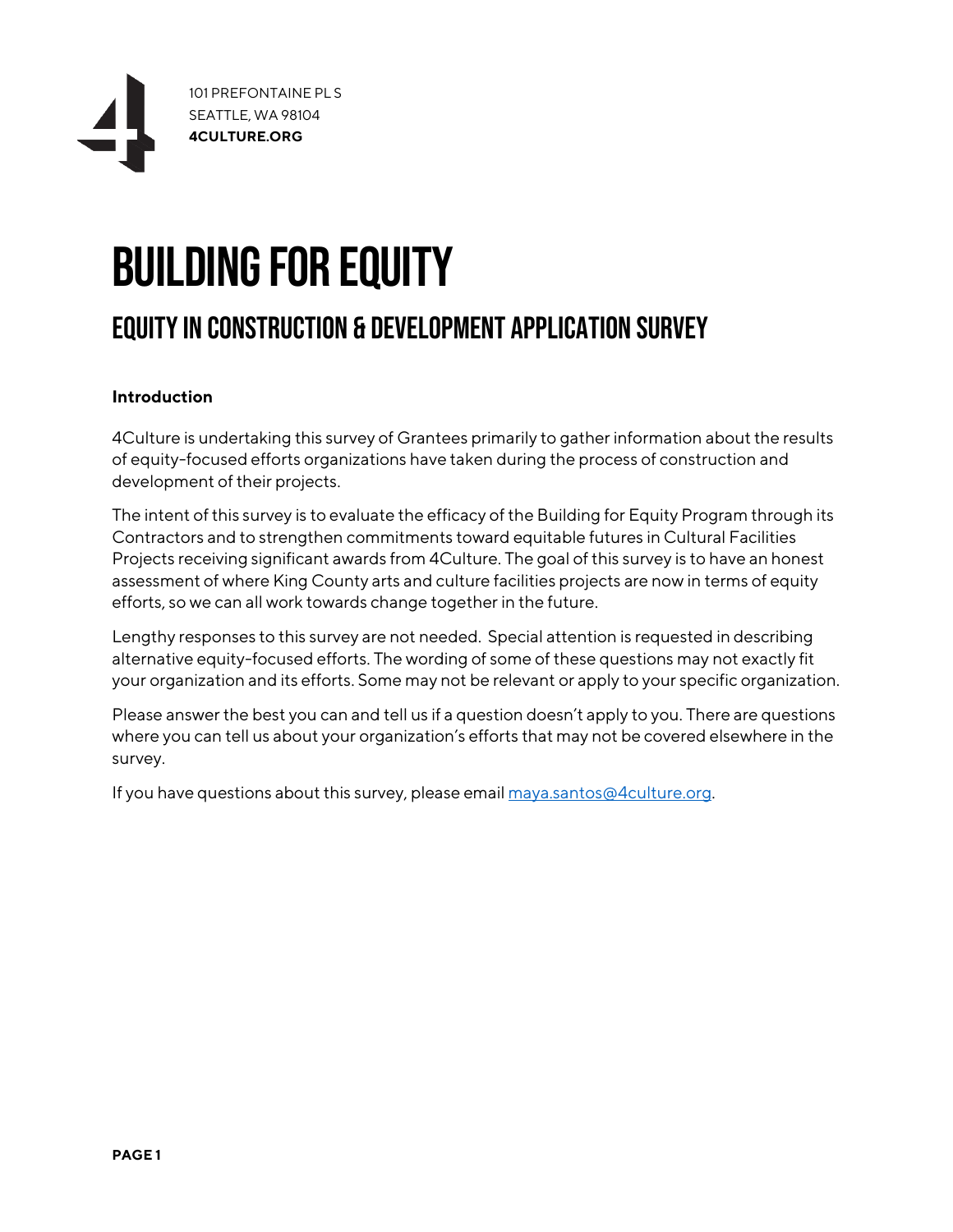101 PREFONTAINE PL S
SEATTLE, WA 98104
**4CULTURE.ORG**

# BUILDING FOR EQUITY

## EQUITY IN CONSTRUCTION & DEVELOPMENT APPLICATION SURVEY

**Introduction**

4Culture is undertaking this survey of Grantees primarily to gather information about the results of equity-focused efforts organizations have taken during the process of construction and development of their projects.

The intent of this survey is to evaluate the efficacy of the Building for Equity Program through its Contractors and to strengthen commitments toward equitable futures in Cultural Facilities Projects receiving significant awards from 4Culture. The goal of this survey is to have an honest assessment of where King County arts and culture facilities projects are now in terms of equity efforts, so we can all work towards change together in the future.

Lengthy responses to this survey are not needed. Special attention is requested in describing alternative equity-focused efforts. The wording of some of these questions may not exactly fit your organization and its efforts. Some may not be relevant or apply to your specific organization.

Please answer the best you can and tell us if a question doesn't apply to you. There are questions where you can tell us about your organization's efforts that may not be covered elsewhere in the survey.

If you have questions about this survey, please email [maya.santos@4culture.org](mailto:maya.santos@4culture.org).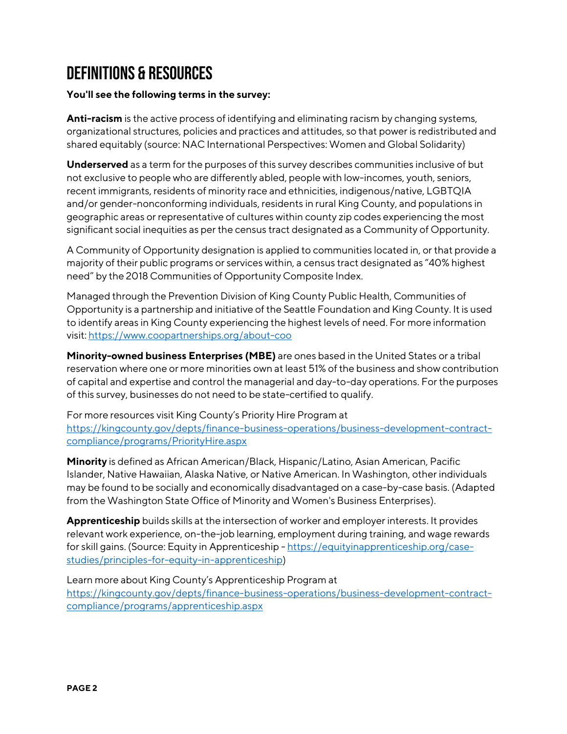# DEFINITIONS & RESOURCES

**You'll see the following terms in the survey:**

**Anti-racism** is the active process of identifying and eliminating racism by changing systems, organizational structures, policies and practices and attitudes, so that power is redistributed and shared equitably (source: NAC International Perspectives: Women and Global Solidarity)

**Underserved** as a term for the purposes of this survey describes communities inclusive of but not exclusive to people who are differently abled, people with low-incomes, youth, seniors, recent immigrants, residents of minority race and ethnicities, indigenous/native, LGBTQIA and/or gender-nonconforming individuals, residents in rural King County, and populations in geographic areas or representative of cultures within county zip codes experiencing the most significant social inequities as per the census tract designated as a Community of Opportunity.

A Community of Opportunity designation is applied to communities located in, or that provide a majority of their public programs or services within, a census tract designated as "40% highest need" by the 2018 Communities of Opportunity Composite Index.

Managed through the Prevention Division of King County Public Health, Communities of Opportunity is a partnership and initiative of the Seattle Foundation and King County. It is used to identify areas in King County experiencing the highest levels of need. For more information visit: https://www.coopartnerships.org/about-coo

**Minority-owned business Enterprises (MBE)** are ones based in the United States or a tribal reservation where one or more minorities own at least 51% of the business and show contribution of capital and expertise and control the managerial and day-to-day operations. For the purposes of this survey, businesses do not need to be state-certified to qualify.

For more resources visit King County's Priority Hire Program at https://kingcounty.gov/depts/finance-business-operations/business-development-contract-compliance/programs/PriorityHire.aspx

**Minority** is defined as African American/Black, Hispanic/Latino, Asian American, Pacific Islander, Native Hawaiian, Alaska Native, or Native American. In Washington, other individuals may be found to be socially and economically disadvantaged on a case-by-case basis. (Adapted from the Washington State Office of Minority and Women's Business Enterprises).

**Apprenticeship** builds skills at the intersection of worker and employer interests. It provides relevant work experience, on-the-job learning, employment during training, and wage rewards for skill gains. (Source: Equity in Apprenticeship - https://equityinapprenticeship.org/case-studies/principles-for-equity-in-apprenticeship)

Learn more about King County's Apprenticeship Program at https://kingcounty.gov/depts/finance-business-operations/business-development-contract-compliance/programs/apprenticeship.aspx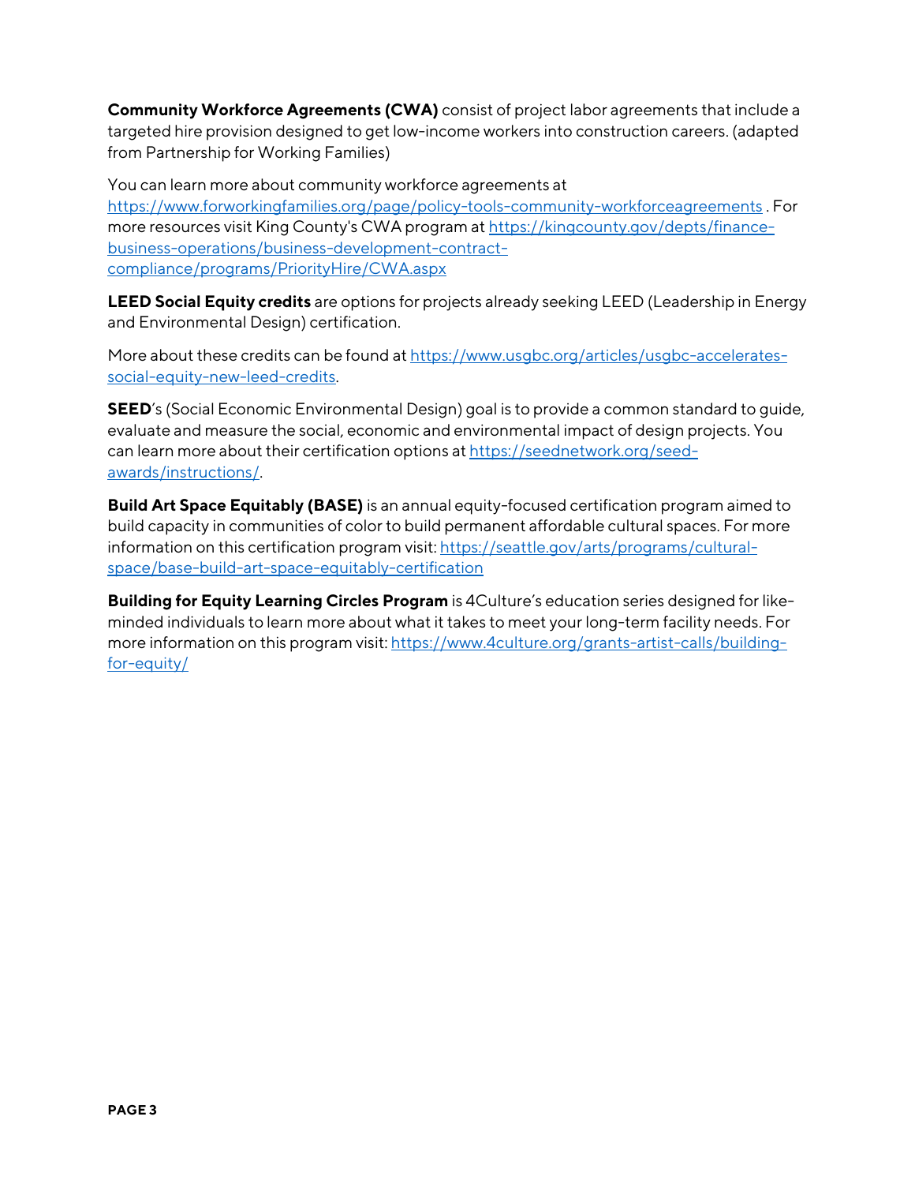**Community Workforce Agreements (CWA)** consist of project labor agreements that include a targeted hire provision designed to get low-income workers into construction careers. (adapted from Partnership for Working Families)

You can learn more about community workforce agreements at https://www.forworkingfamilies.org/page/policy-tools-community-workforceagreements . For more resources visit King County's CWA program at https://kingcounty.gov/depts/finance-business-operations/business-development-contract-compliance/programs/PriorityHire/CWA.aspx

**LEED Social Equity credits** are options for projects already seeking LEED (Leadership in Energy and Environmental Design) certification.

More about these credits can be found at https://www.usgbc.org/articles/usgbc-accelerates-social-equity-new-leed-credits.

**SEED**'s (Social Economic Environmental Design) goal is to provide a common standard to guide, evaluate and measure the social, economic and environmental impact of design projects. You can learn more about their certification options at https://seednetwork.org/seed-awards/instructions/.

**Build Art Space Equitably (BASE)** is an annual equity-focused certification program aimed to build capacity in communities of color to build permanent affordable cultural spaces. For more information on this certification program visit: https://seattle.gov/arts/programs/cultural-space/base-build-art-space-equitably-certification

**Building for Equity Learning Circles Program** is 4Culture's education series designed for like-minded individuals to learn more about what it takes to meet your long-term facility needs. For more information on this program visit: https://www.4culture.org/grants-artist-calls/building-for-equity/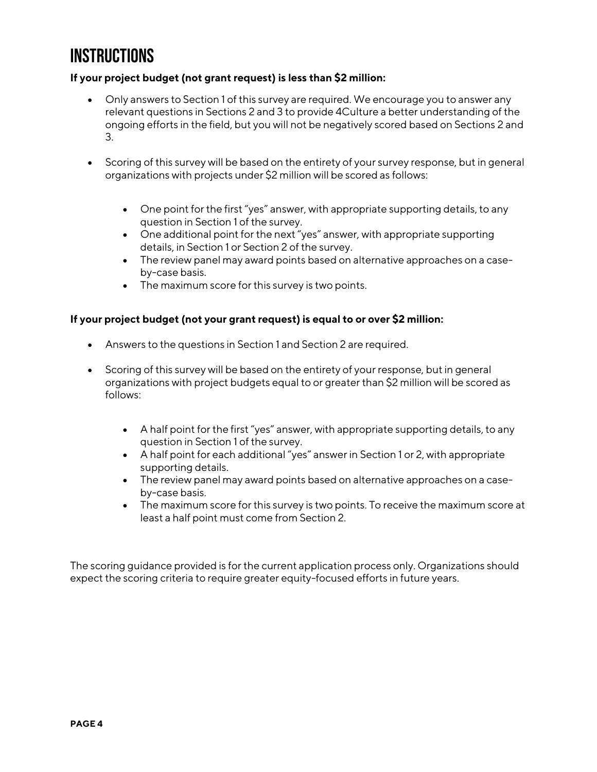# INSTRUCTIONS

**If your project budget (not grant request) is less than $2 million:**

- Only answers to Section 1 of this survey are required. We encourage you to answer any relevant questions in Sections 2 and 3 to provide 4Culture a better understanding of the ongoing efforts in the field, but you will not be negatively scored based on Sections 2 and 3.

- Scoring of this survey will be based on the entirety of your survey response, but in general organizations with projects under $2 million will be scored as follows:

  - One point for the first "yes" answer, with appropriate supporting details, to any question in Section 1 of the survey.
  - One additional point for the next "yes" answer, with appropriate supporting details, in Section 1 or Section 2 of the survey.
  - The review panel may award points based on alternative approaches on a case-by-case basis.
  - The maximum score for this survey is two points.

**If your project budget (not your grant request) is equal to or over $2 million:**

- Answers to the questions in Section 1 and Section 2 are required.

- Scoring of this survey will be based on the entirety of your response, but in general organizations with project budgets equal to or greater than $2 million will be scored as follows:

  - A half point for the first "yes" answer, with appropriate supporting details, to any question in Section 1 of the survey.
  - A half point for each additional "yes" answer in Section 1 or 2, with appropriate supporting details.
  - The review panel may award points based on alternative approaches on a case-by-case basis.
  - The maximum score for this survey is two points. To receive the maximum score at least a half point must come from Section 2.

The scoring guidance provided is for the current application process only. Organizations should expect the scoring criteria to require greater equity-focused efforts in future years.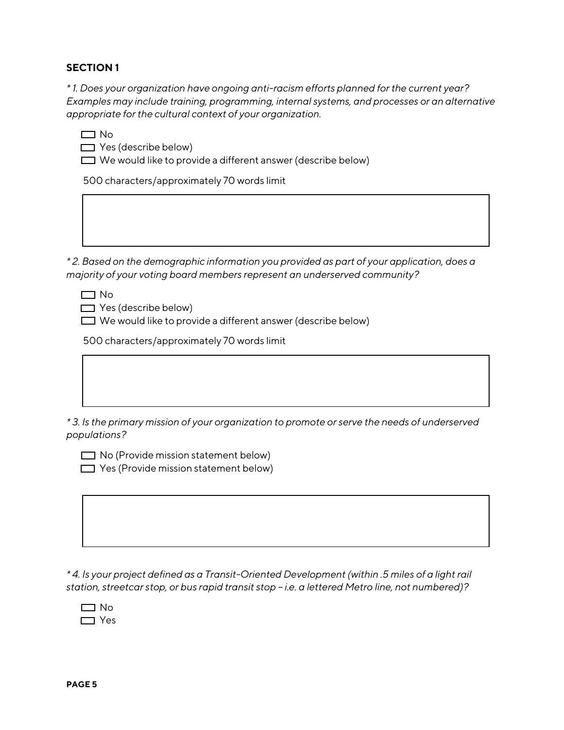## SECTION 1

*\* 1. Does your organization have ongoing anti-racism efforts planned for the current year? Examples may include training, programming, internal systems, and processes or an alternative appropriate for the cultural context of your organization.*

- [ ] No
- [ ] Yes (describe below)
- [ ] We would like to provide a different answer (describe below)

500 characters/approximately 70 words limit

*\* 2. Based on the demographic information you provided as part of your application, does a majority of your voting board members represent an underserved community?*

- [ ] No
- [ ] Yes (describe below)
- [ ] We would like to provide a different answer (describe below)

500 characters/approximately 70 words limit

*\* 3. Is the primary mission of your organization to promote or serve the needs of underserved populations?*

- [ ] No (Provide mission statement below)
- [ ] Yes (Provide mission statement below)

*\* 4. Is your project defined as a Transit-Oriented Development (within .5 miles of a light rail station, streetcar stop, or bus rapid transit stop – i.e. a lettered Metro line, not numbered)?*

- [ ] No
- [ ] Yes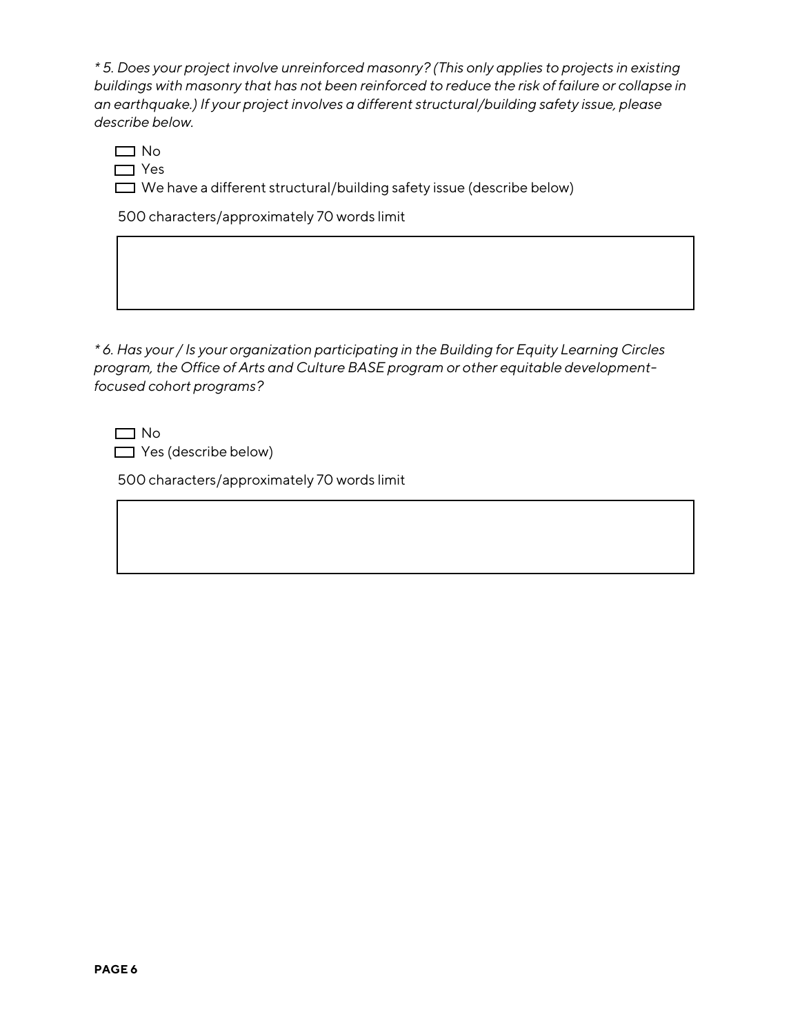*\* 5. Does your project involve unreinforced masonry? (This only applies to projects in existing buildings with masonry that has not been reinforced to reduce the risk of failure or collapse in an earthquake.) If your project involves a different structural/building safety issue, please describe below.*

- ☐ No
- ☐ Yes
- ☐ We have a different structural/building safety issue (describe below)

500 characters/approximately 70 words limit

| |
|---|
| |

*\* 6. Has your / Is your organization participating in the Building for Equity Learning Circles program, the Office of Arts and Culture BASE program or other equitable development-focused cohort programs?*

- ☐ No
- ☐ Yes (describe below)

500 characters/approximately 70 words limit

| |
|---|
| |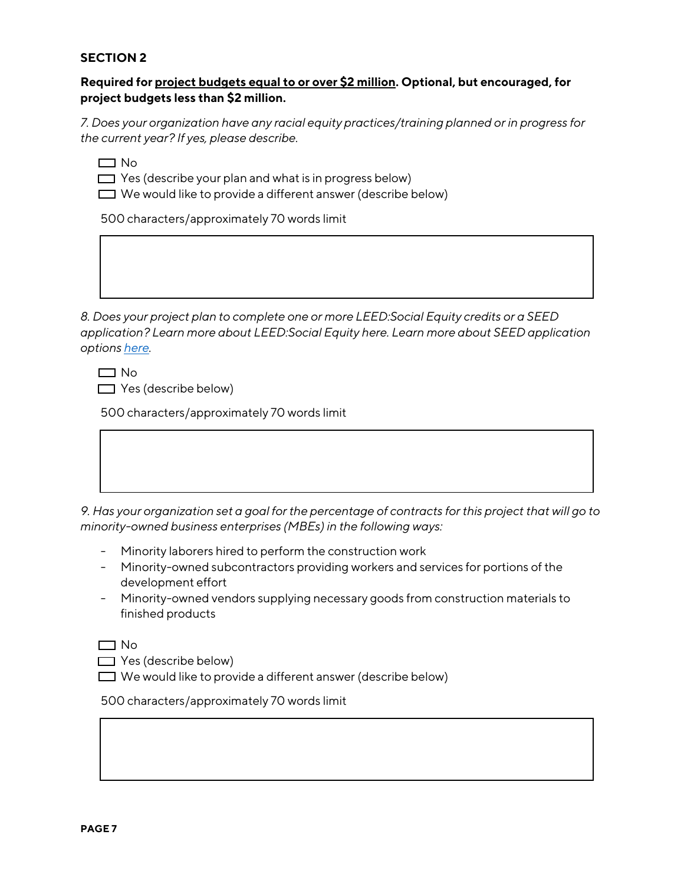## SECTION 2

**Required for <u>project budgets equal to or over $2 million</u>. Optional, but encouraged, for project budgets less than $2 million.**

*7. Does your organization have any racial equity practices/training planned or in progress for the current year? If yes, please describe.*

- ☐ No
- ☐ Yes (describe your plan and what is in progress below)
- ☐ We would like to provide a different answer (describe below)

500 characters/approximately 70 words limit

| |
|---|
| |

*8. Does your project plan to complete one or more LEED:Social Equity credits or a SEED application? Learn more about LEED:Social Equity here. Learn more about SEED application options [here](here).*

- ☐ No
- ☐ Yes (describe below)

500 characters/approximately 70 words limit

| |
|---|
| |

*9. Has your organization set a goal for the percentage of contracts for this project that will go to minority-owned business enterprises (MBEs) in the following ways:*

- Minority laborers hired to perform the construction work
- Minority-owned subcontractors providing workers and services for portions of the development effort
- Minority-owned vendors supplying necessary goods from construction materials to finished products

- ☐ No
- ☐ Yes (describe below)
- ☐ We would like to provide a different answer (describe below)

500 characters/approximately 70 words limit

| |
|---|
| |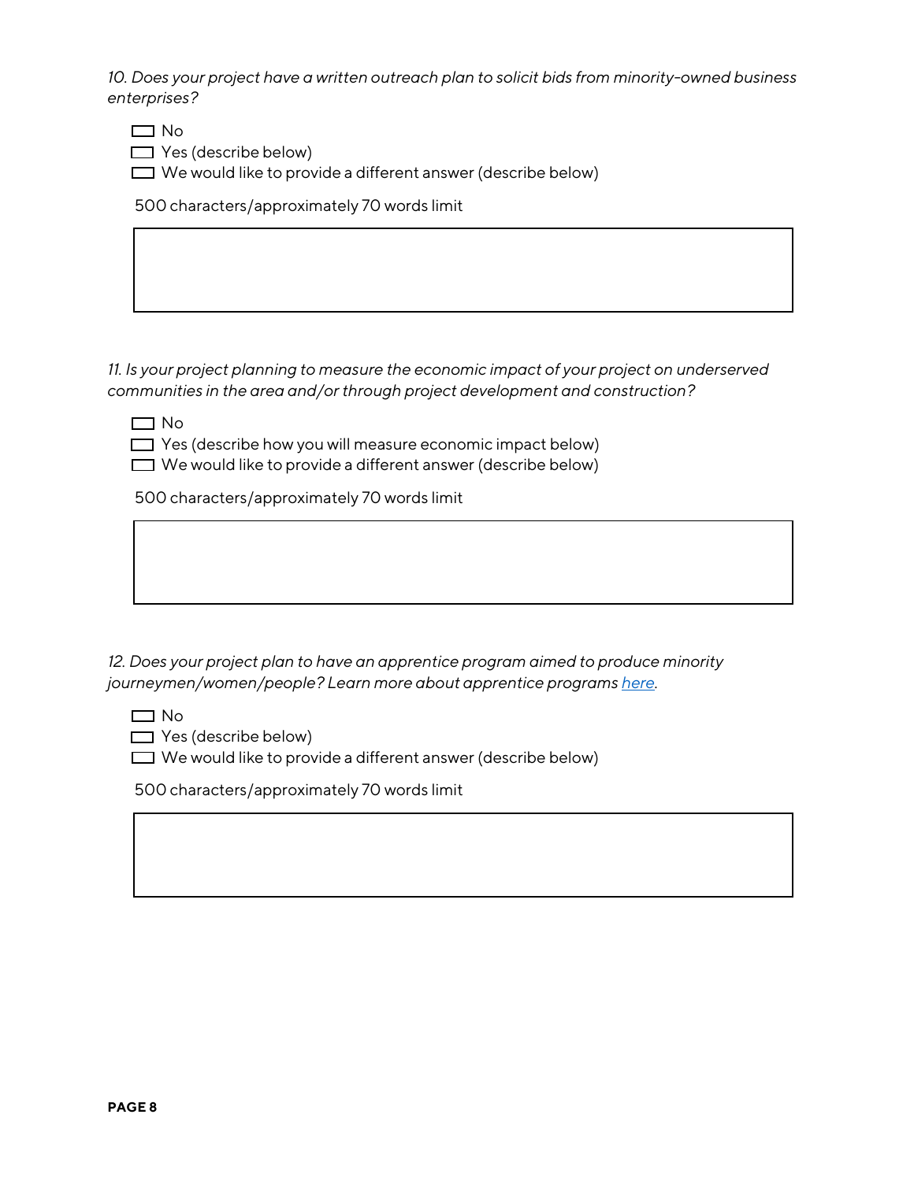*10. Does your project have a written outreach plan to solicit bids from minority-owned business enterprises?*

- ☐ No
- ☐ Yes (describe below)
- ☐ We would like to provide a different answer (describe below)

500 characters/approximately 70 words limit

|   |
|---|
|   |

*11. Is your project planning to measure the economic impact of your project on underserved communities in the area and/or through project development and construction?*

- ☐ No
- ☐ Yes (describe how you will measure economic impact below)
- ☐ We would like to provide a different answer (describe below)

500 characters/approximately 70 words limit

|   |
|---|
|   |

*12. Does your project plan to have an apprentice program aimed to produce minority journeymen/women/people? Learn more about apprentice programs [here](#).*

- ☐ No
- ☐ Yes (describe below)
- ☐ We would like to provide a different answer (describe below)

500 characters/approximately 70 words limit

|   |
|---|
|   |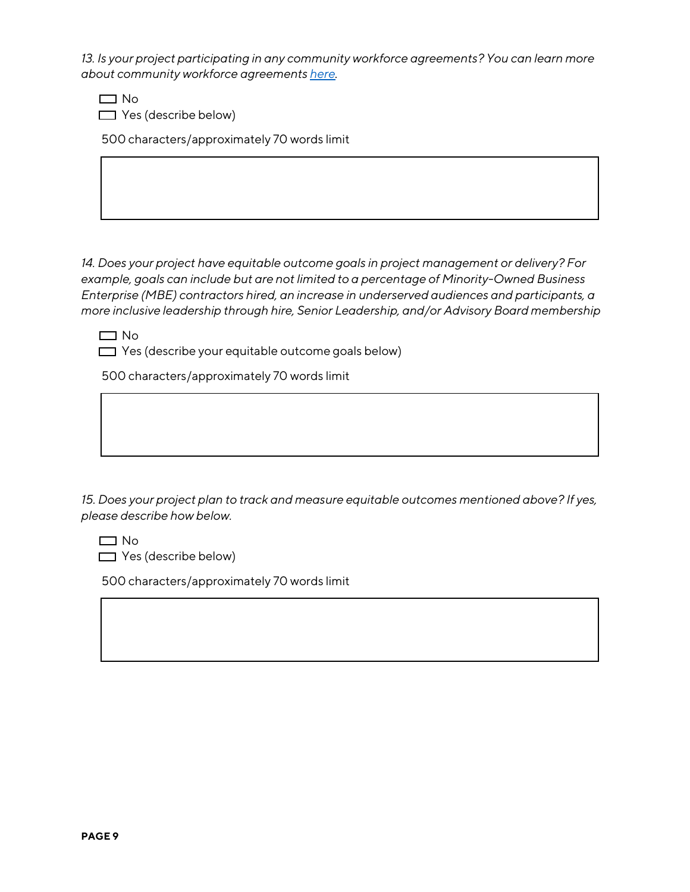*13. Is your project participating in any community workforce agreements? You can learn more about community workforce agreements here.*

- [ ] No
- [ ] Yes (describe below)

500 characters/approximately 70 words limit

| |
|---|
| |

*14. Does your project have equitable outcome goals in project management or delivery? For example, goals can include but are not limited to a percentage of Minority-Owned Business Enterprise (MBE) contractors hired, an increase in underserved audiences and participants, a more inclusive leadership through hire, Senior Leadership, and/or Advisory Board membership*

- [ ] No
- [ ] Yes (describe your equitable outcome goals below)

500 characters/approximately 70 words limit

| |
|---|
| |

*15. Does your project plan to track and measure equitable outcomes mentioned above? If yes, please describe how below.*

- [ ] No
- [ ] Yes (describe below)

500 characters/approximately 70 words limit

| |
|---|
| |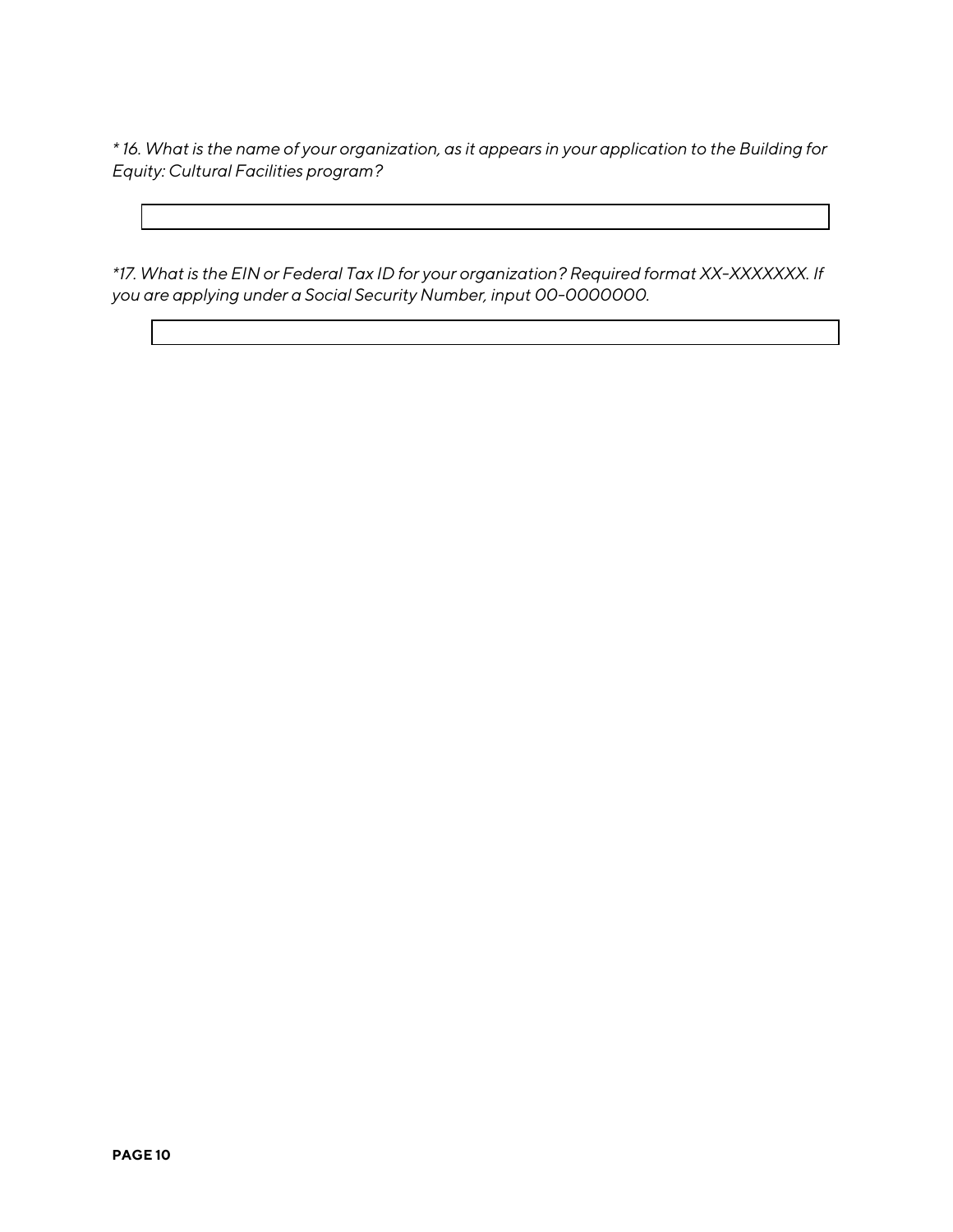*\* 16. What is the name of your organization, as it appears in your application to the Building for Equity: Cultural Facilities program?*

*\*17. What is the EIN or Federal Tax ID for your organization? Required format XX-XXXXXXX. If you are applying under a Social Security Number, input 00-0000000.*